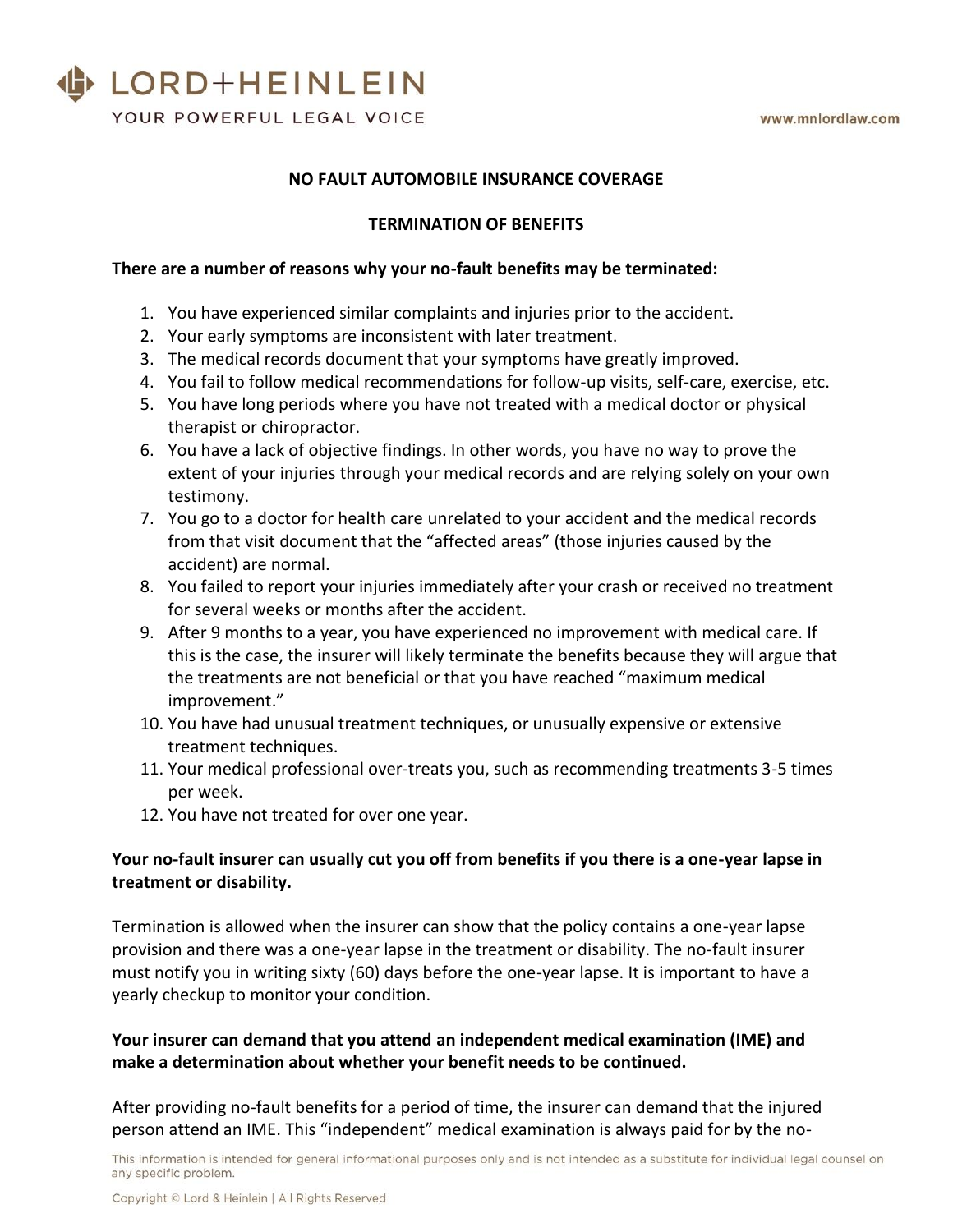## NO FAULT AUTOMOBILE INSURANCE COVERAGE

## TERMINATION OF BENEFITS

**There are a number of reasons why your no-fault benefits may be terminated:**

1. You have experienced similar complaints and injuries prior to the accident.
2. Your early symptoms are inconsistent with later treatment.
3. The medical records document that your symptoms have greatly improved.
4. You fail to follow medical recommendations for follow-up visits, self-care, exercise, etc.
5. You have long periods where you have not treated with a medical doctor or physical therapist or chiropractor.
6. You have a lack of objective findings. In other words, you have no way to prove the extent of your injuries through your medical records and are relying solely on your own testimony.
7. You go to a doctor for health care unrelated to your accident and the medical records from that visit document that the "affected areas" (those injuries caused by the accident) are normal.
8. You failed to report your injuries immediately after your crash or received no treatment for several weeks or months after the accident.
9. After 9 months to a year, you have experienced no improvement with medical care. If this is the case, the insurer will likely terminate the benefits because they will argue that the treatments are not beneficial or that you have reached "maximum medical improvement."
10. You have had unusual treatment techniques, or unusually expensive or extensive treatment techniques.
11. Your medical professional over-treats you, such as recommending treatments 3-5 times per week.
12. You have not treated for over one year.

**Your no-fault insurer can usually cut you off from benefits if you there is a one-year lapse in treatment or disability.**

Termination is allowed when the insurer can show that the policy contains a one-year lapse provision and there was a one-year lapse in the treatment or disability. The no-fault insurer must notify you in writing sixty (60) days before the one-year lapse. It is important to have a yearly checkup to monitor your condition.

**Your insurer can demand that you attend an independent medical examination (IME) and make a determination about whether your benefit needs to be continued.**

After providing no-fault benefits for a period of time, the insurer can demand that the injured person attend an IME. This "independent" medical examination is always paid for by the no-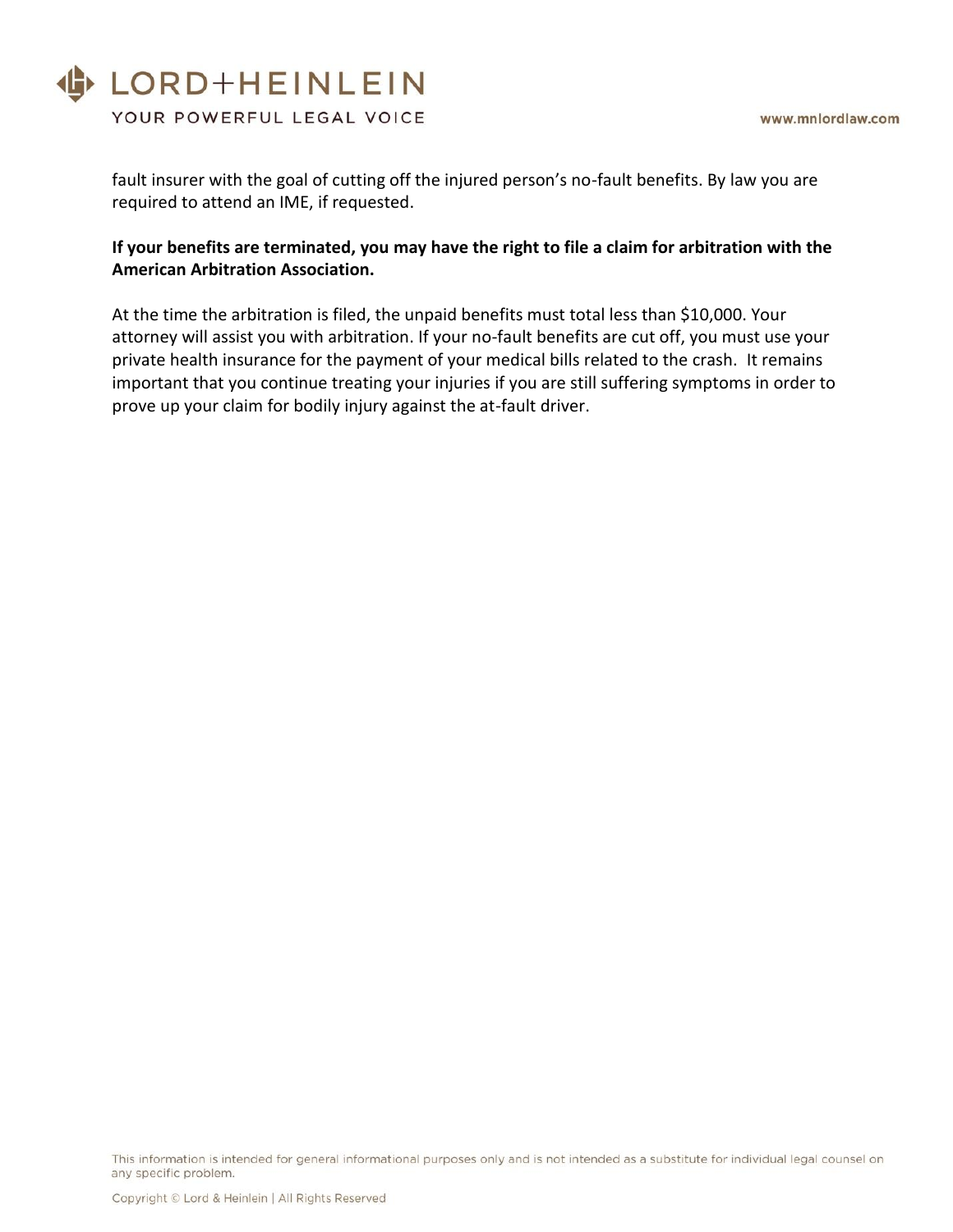fault insurer with the goal of cutting off the injured person's no-fault benefits. By law you are required to attend an IME, if requested.

**If your benefits are terminated, you may have the right to file a claim for arbitration with the American Arbitration Association.**

At the time the arbitration is filed, the unpaid benefits must total less than $10,000. Your attorney will assist you with arbitration. If your no-fault benefits are cut off, you must use your private health insurance for the payment of your medical bills related to the crash. It remains important that you continue treating your injuries if you are still suffering symptoms in order to prove up your claim for bodily injury against the at-fault driver.

This information is intended for general informational purposes only and is not intended as a substitute for individual legal counsel on any specific problem.

Copyright © Lord & Heinlein | All Rights Reserved